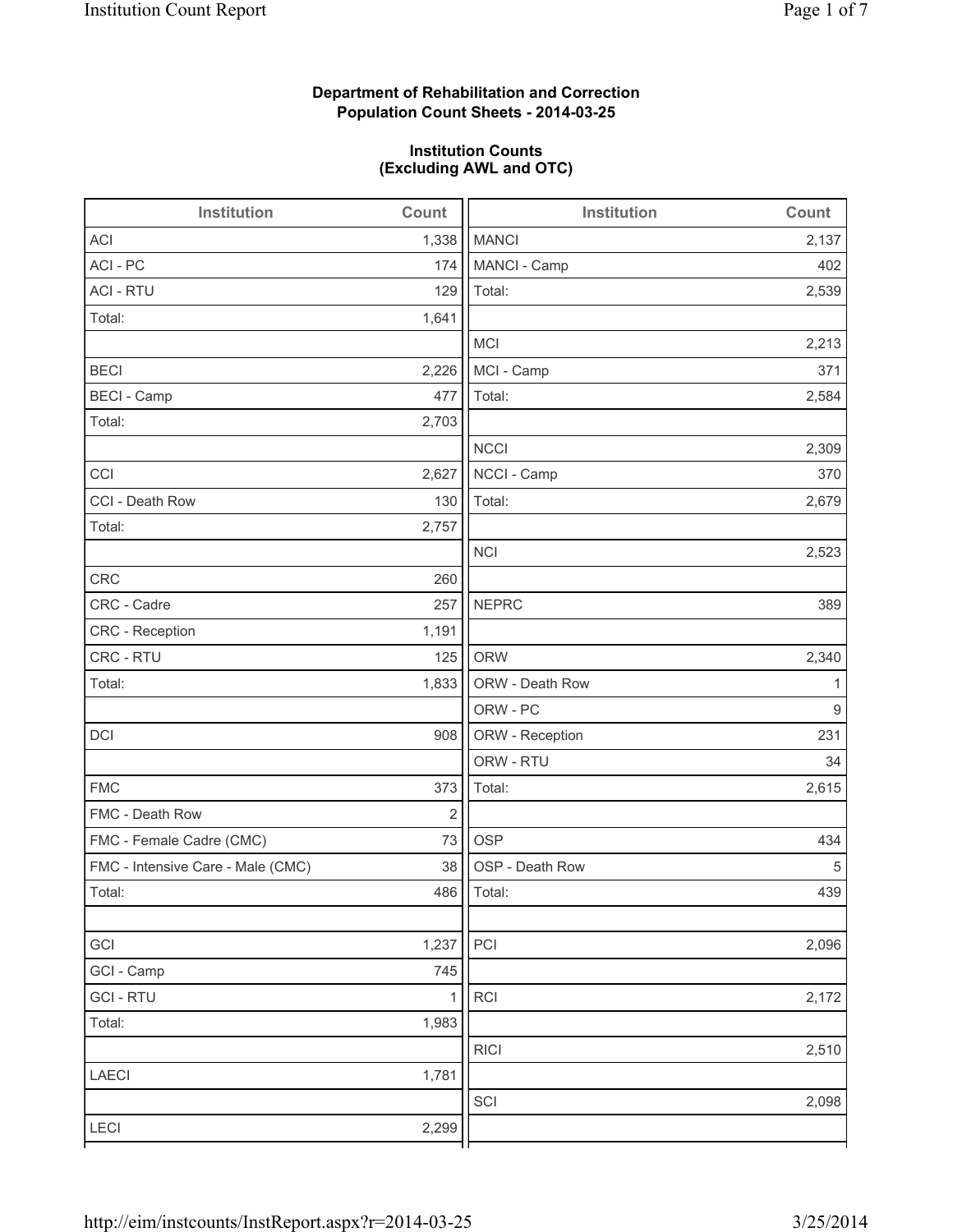**Department of Rehabilitation and Correction**
**Population Count Sheets - 2014-03-25**

**Institution Counts**
**(Excluding AWL and OTC)**

| Institution | Count |
|---|---|
| ACI | 1,338 |
| ACI - PC | 174 |
| ACI - RTU | 129 |
| Total: | 1,641 |
| | |
| BECI | 2,226 |
| BECI - Camp | 477 |
| Total: | 2,703 |
| | |
| CCI | 2,627 |
| CCI - Death Row | 130 |
| Total: | 2,757 |
| | |
| CRC | 260 |
| CRC - Cadre | 257 |
| CRC - Reception | 1,191 |
| CRC - RTU | 125 |
| Total: | 1,833 |
| | |
| DCI | 908 |
| | |
| FMC | 373 |
| FMC - Death Row | 2 |
| FMC - Female Cadre (CMC) | 73 |
| FMC - Intensive Care - Male (CMC) | 38 |
| Total: | 486 |
| | |
| GCI | 1,237 |
| GCI - Camp | 745 |
| GCI - RTU | 1 |
| Total: | 1,983 |
| | |
| LAECI | 1,781 |
| | |
| LECI | 2,299 |

| Institution | Count |
|---|---|
| MANCI | 2,137 |
| MANCI - Camp | 402 |
| Total: | 2,539 |
| | |
| MCI | 2,213 |
| MCI - Camp | 371 |
| Total: | 2,584 |
| | |
| NCCI | 2,309 |
| NCCI - Camp | 370 |
| Total: | 2,679 |
| | |
| NCI | 2,523 |
| | |
| NEPRC | 389 |
| | |
| ORW | 2,340 |
| ORW - Death Row | 1 |
| ORW - PC | 9 |
| ORW - Reception | 231 |
| ORW - RTU | 34 |
| Total: | 2,615 |
| | |
| OSP | 434 |
| OSP - Death Row | 5 |
| Total: | 439 |
| | |
| PCI | 2,096 |
| | |
| RCI | 2,172 |
| | |
| RICI | 2,510 |
| | |
| SCI | 2,098 |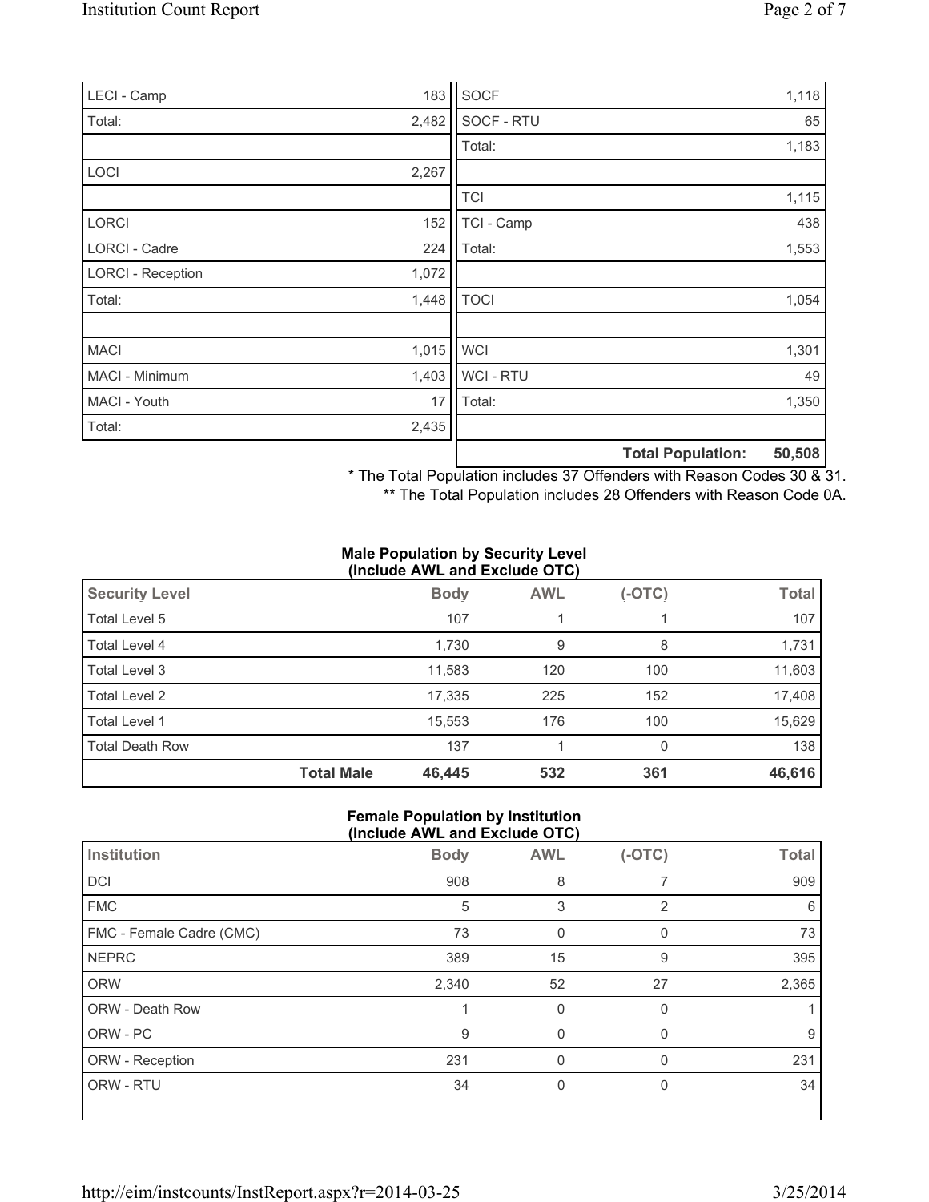| | | | |
|---|---|---|---|
| LECI - Camp | 183 | SOCF | 1,118 |
| Total: | 2,482 | SOCF - RTU | 65 |
| | | Total: | 1,183 |
| LOCI | 2,267 | | |
| | | TCI | 1,115 |
| LORCI | 152 | TCI - Camp | 438 |
| LORCI - Cadre | 224 | Total: | 1,553 |
| LORCI - Reception | 1,072 | | |
| Total: | 1,448 | TOCI | 1,054 |
| | | | |
| MACI | 1,015 | WCI | 1,301 |
| MACI - Minimum | 1,403 | WCI - RTU | 49 |
| MACI - Youth | 17 | Total: | 1,350 |
| Total: | 2,435 | | |
| | | **Total Population:** | **50,508** |

* The Total Population includes 37 Offenders with Reason Codes 30 & 31.

** The Total Population includes 28 Offenders with Reason Code 0A.

**Male Population by Security Level (Include AWL and Exclude OTC)**

| Security Level | | Body | AWL | (-OTC) | Total |
|---|---|---|---|---|---|
| Total Level 5 | | 107 | 1 | 1 | 107 |
| Total Level 4 | | 1,730 | 9 | 8 | 1,731 |
| Total Level 3 | | 11,583 | 120 | 100 | 11,603 |
| Total Level 2 | | 17,335 | 225 | 152 | 17,408 |
| Total Level 1 | | 15,553 | 176 | 100 | 15,629 |
| Total Death Row | | 137 | 1 | 0 | 138 |
| | **Total Male** | **46,445** | **532** | **361** | **46,616** |

**Female Population by Institution (Include AWL and Exclude OTC)**

| Institution | Body | AWL | (-OTC) | Total |
|---|---|---|---|---|
| DCI | 908 | 8 | 7 | 909 |
| FMC | 5 | 3 | 2 | 6 |
| FMC - Female Cadre (CMC) | 73 | 0 | 0 | 73 |
| NEPRC | 389 | 15 | 9 | 395 |
| ORW | 2,340 | 52 | 27 | 2,365 |
| ORW - Death Row | 1 | 0 | 0 | 1 |
| ORW - PC | 9 | 0 | 0 | 9 |
| ORW - Reception | 231 | 0 | 0 | 231 |
| ORW - RTU | 34 | 0 | 0 | 34 |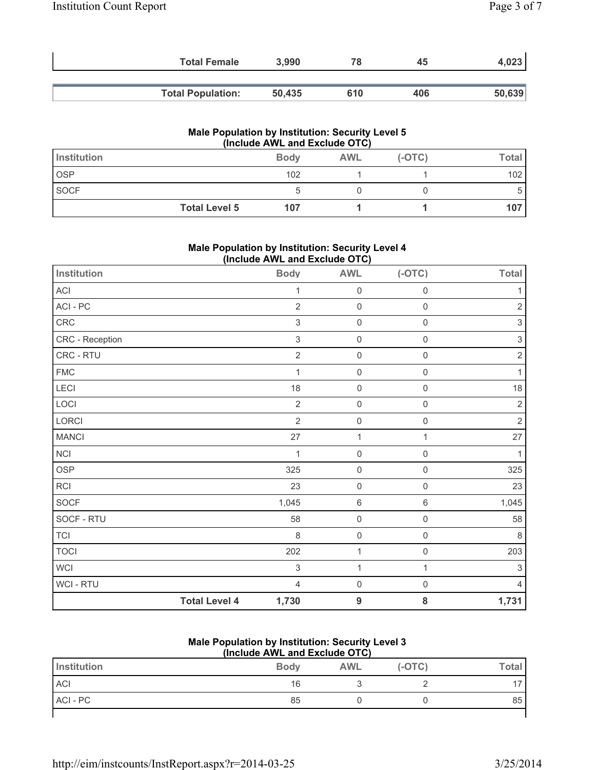| | Total Female | 3,990 | 78 | 45 | 4,023 |
|---|---|---|---|---|---|
| | **Total Population:** | **50,435** | **610** | **406** | **50,639** |

### Male Population by Institution: Security Level 5 (Include AWL and Exclude OTC)

| Institution | | Body | AWL | (-OTC) | Total |
|---|---|---|---|---|---|
| OSP | | 102 | 1 | 1 | 102 |
| SOCF | | 5 | 0 | 0 | 5 |
| | **Total Level 5** | **107** | **1** | **1** | **107** |

### Male Population by Institution: Security Level 4 (Include AWL and Exclude OTC)

| Institution | | Body | AWL | (-OTC) | Total |
|---|---|---|---|---|---|
| ACI | | 1 | 0 | 0 | 1 |
| ACI - PC | | 2 | 0 | 0 | 2 |
| CRC | | 3 | 0 | 0 | 3 |
| CRC - Reception | | 3 | 0 | 0 | 3 |
| CRC - RTU | | 2 | 0 | 0 | 2 |
| FMC | | 1 | 0 | 0 | 1 |
| LECI | | 18 | 0 | 0 | 18 |
| LOCI | | 2 | 0 | 0 | 2 |
| LORCI | | 2 | 0 | 0 | 2 |
| MANCI | | 27 | 1 | 1 | 27 |
| NCI | | 1 | 0 | 0 | 1 |
| OSP | | 325 | 0 | 0 | 325 |
| RCI | | 23 | 0 | 0 | 23 |
| SOCF | | 1,045 | 6 | 6 | 1,045 |
| SOCF - RTU | | 58 | 0 | 0 | 58 |
| TCI | | 8 | 0 | 0 | 8 |
| TOCI | | 202 | 1 | 0 | 203 |
| WCI | | 3 | 1 | 1 | 3 |
| WCI - RTU | | 4 | 0 | 0 | 4 |
| | **Total Level 4** | **1,730** | **9** | **8** | **1,731** |

### Male Population by Institution: Security Level 3 (Include AWL and Exclude OTC)

| Institution | | Body | AWL | (-OTC) | Total |
|---|---|---|---|---|---|
| ACI | | 16 | 3 | 2 | 17 |
| ACI - PC | | 85 | 0 | 0 | 85 |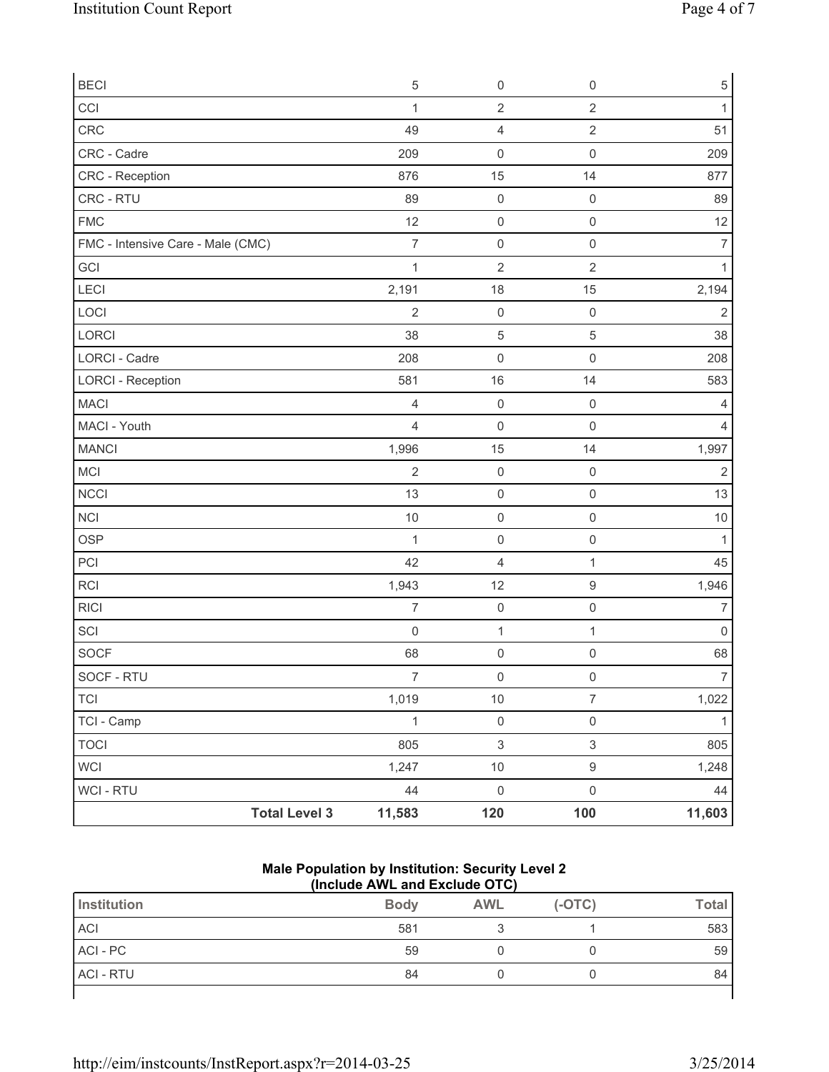| | Body | AWL | (-OTC) | Total |
|---|---|---|---|---|
| BECI | 5 | 0 | 0 | 5 |
| CCI | 1 | 2 | 2 | 1 |
| CRC | 49 | 4 | 2 | 51 |
| CRC - Cadre | 209 | 0 | 0 | 209 |
| CRC - Reception | 876 | 15 | 14 | 877 |
| CRC - RTU | 89 | 0 | 0 | 89 |
| FMC | 12 | 0 | 0 | 12 |
| FMC - Intensive Care - Male (CMC) | 7 | 0 | 0 | 7 |
| GCI | 1 | 2 | 2 | 1 |
| LECI | 2,191 | 18 | 15 | 2,194 |
| LOCI | 2 | 0 | 0 | 2 |
| LORCI | 38 | 5 | 5 | 38 |
| LORCI - Cadre | 208 | 0 | 0 | 208 |
| LORCI - Reception | 581 | 16 | 14 | 583 |
| MACI | 4 | 0 | 0 | 4 |
| MACI - Youth | 4 | 0 | 0 | 4 |
| MANCI | 1,996 | 15 | 14 | 1,997 |
| MCI | 2 | 0 | 0 | 2 |
| NCCI | 13 | 0 | 0 | 13 |
| NCI | 10 | 0 | 0 | 10 |
| OSP | 1 | 0 | 0 | 1 |
| PCI | 42 | 4 | 1 | 45 |
| RCI | 1,943 | 12 | 9 | 1,946 |
| RICI | 7 | 0 | 0 | 7 |
| SCI | 0 | 1 | 1 | 0 |
| SOCF | 68 | 0 | 0 | 68 |
| SOCF - RTU | 7 | 0 | 0 | 7 |
| TCI | 1,019 | 10 | 7 | 1,022 |
| TCI - Camp | 1 | 0 | 0 | 1 |
| TOCI | 805 | 3 | 3 | 805 |
| WCI | 1,247 | 10 | 9 | 1,248 |
| WCI - RTU | 44 | 0 | 0 | 44 |
| **Total Level 3** | **11,583** | **120** | **100** | **11,603** |

### Male Population by Institution: Security Level 2
### (Include AWL and Exclude OTC)

| Institution | Body | AWL | (-OTC) | Total |
|---|---|---|---|---|
| ACI | 581 | 3 | 1 | 583 |
| ACI - PC | 59 | 0 | 0 | 59 |
| ACI - RTU | 84 | 0 | 0 | 84 |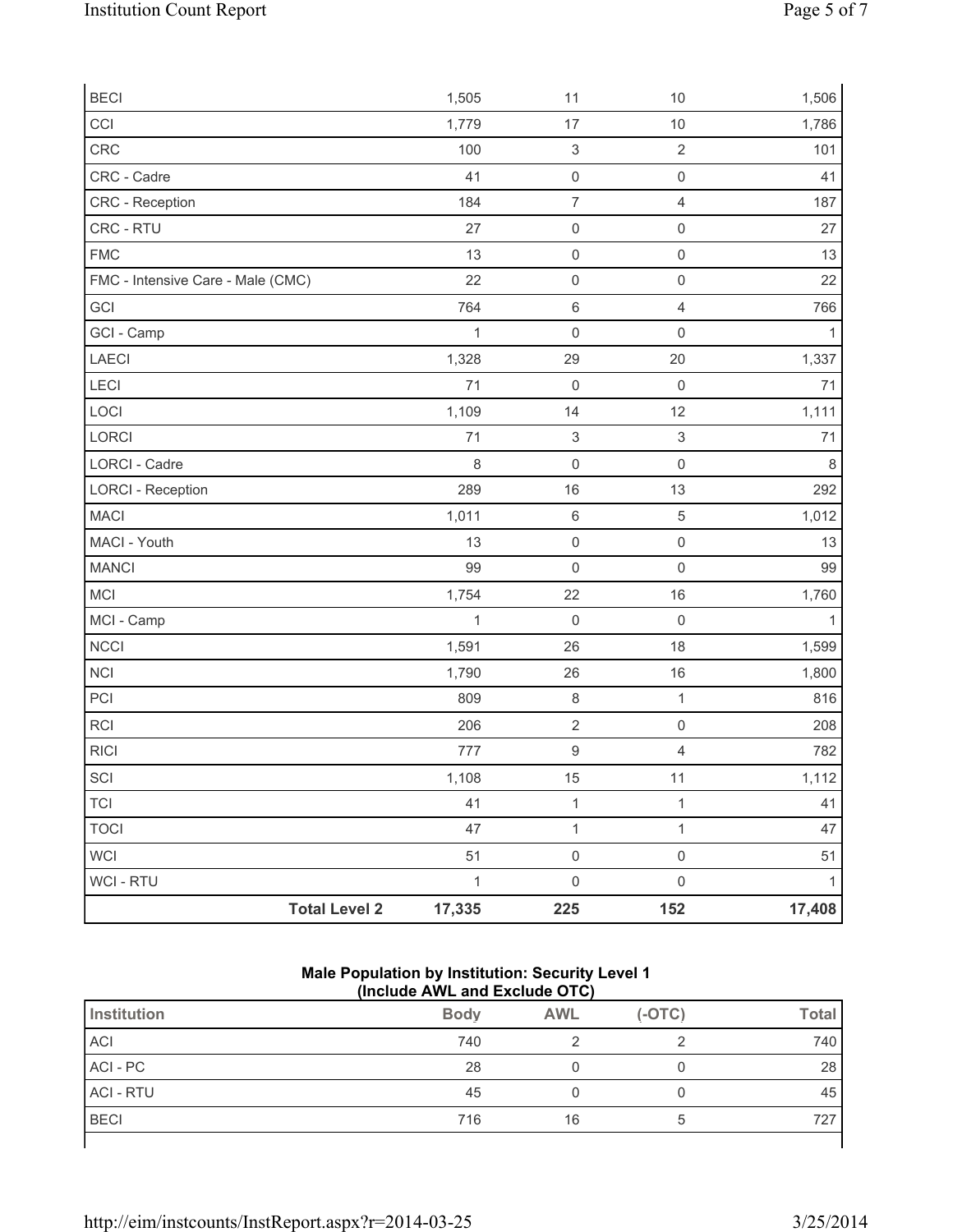| BECI | 1,505 | 11 | 10 | 1,506 |
|---|---|---|---|---|
| CCI | 1,779 | 17 | 10 | 1,786 |
| CRC | 100 | 3 | 2 | 101 |
| CRC - Cadre | 41 | 0 | 0 | 41 |
| CRC - Reception | 184 | 7 | 4 | 187 |
| CRC - RTU | 27 | 0 | 0 | 27 |
| FMC | 13 | 0 | 0 | 13 |
| FMC - Intensive Care - Male (CMC) | 22 | 0 | 0 | 22 |
| GCI | 764 | 6 | 4 | 766 |
| GCI - Camp | 1 | 0 | 0 | 1 |
| LAECI | 1,328 | 29 | 20 | 1,337 |
| LECI | 71 | 0 | 0 | 71 |
| LOCI | 1,109 | 14 | 12 | 1,111 |
| LORCI | 71 | 3 | 3 | 71 |
| LORCI - Cadre | 8 | 0 | 0 | 8 |
| LORCI - Reception | 289 | 16 | 13 | 292 |
| MACI | 1,011 | 6 | 5 | 1,012 |
| MACI - Youth | 13 | 0 | 0 | 13 |
| MANCI | 99 | 0 | 0 | 99 |
| MCI | 1,754 | 22 | 16 | 1,760 |
| MCI - Camp | 1 | 0 | 0 | 1 |
| NCCI | 1,591 | 26 | 18 | 1,599 |
| NCI | 1,790 | 26 | 16 | 1,800 |
| PCI | 809 | 8 | 1 | 816 |
| RCI | 206 | 2 | 0 | 208 |
| RICI | 777 | 9 | 4 | 782 |
| SCI | 1,108 | 15 | 11 | 1,112 |
| TCI | 41 | 1 | 1 | 41 |
| TOCI | 47 | 1 | 1 | 47 |
| WCI | 51 | 0 | 0 | 51 |
| WCI - RTU | 1 | 0 | 0 | 1 |
| **Total Level 2** | **17,335** | **225** | **152** | **17,408** |

**Male Population by Institution: Security Level 1**
**(Include AWL and Exclude OTC)**

| Institution | Body | AWL | (-OTC) | Total |
|---|---|---|---|---|
| ACI | 740 | 2 | 2 | 740 |
| ACI - PC | 28 | 0 | 0 | 28 |
| ACI - RTU | 45 | 0 | 0 | 45 |
| BECI | 716 | 16 | 5 | 727 |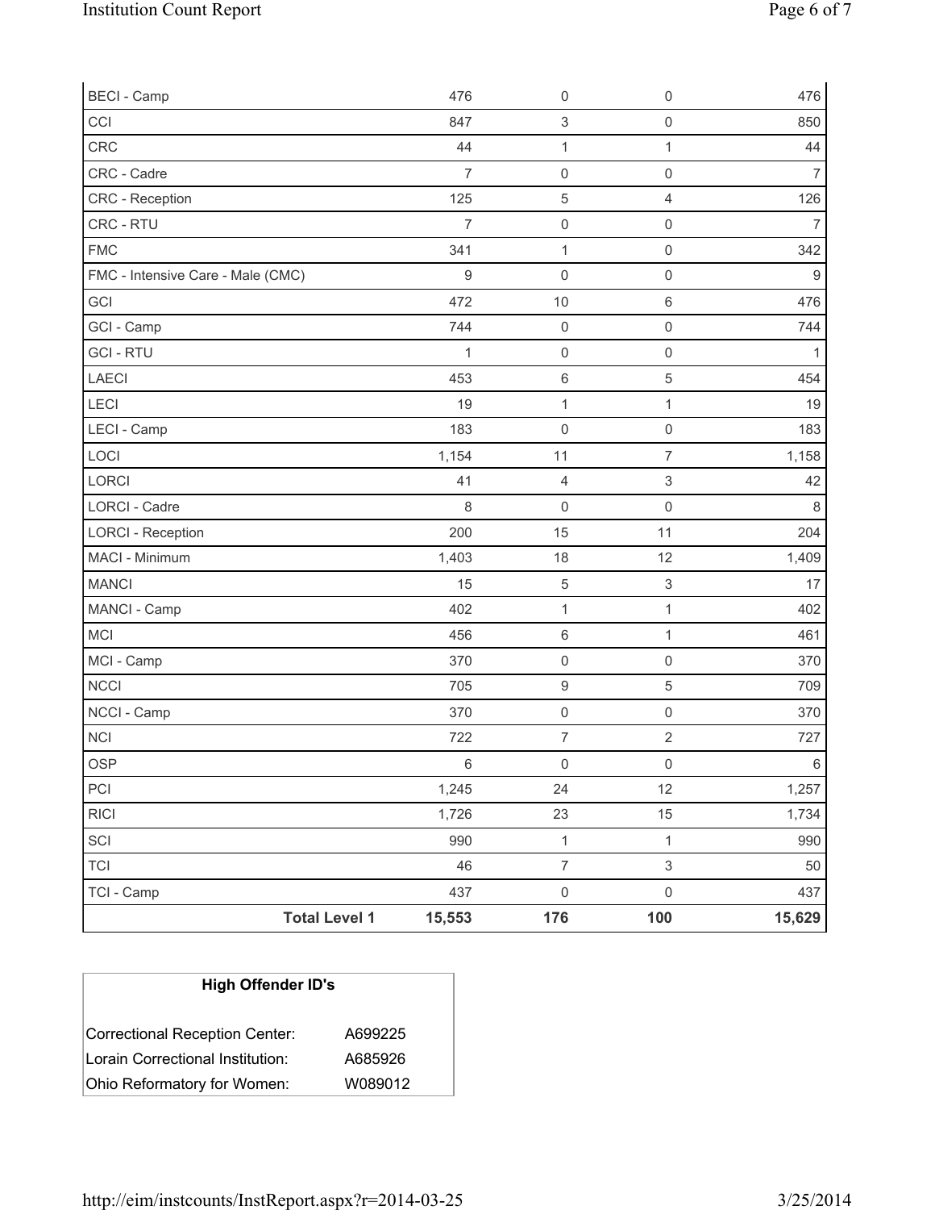| | | | | |
|---|---|---|---|---|
| BECI - Camp | 476 | 0 | 0 | 476 |
| CCI | 847 | 3 | 0 | 850 |
| CRC | 44 | 1 | 1 | 44 |
| CRC - Cadre | 7 | 0 | 0 | 7 |
| CRC - Reception | 125 | 5 | 4 | 126 |
| CRC - RTU | 7 | 0 | 0 | 7 |
| FMC | 341 | 1 | 0 | 342 |
| FMC - Intensive Care - Male (CMC) | 9 | 0 | 0 | 9 |
| GCI | 472 | 10 | 6 | 476 |
| GCI - Camp | 744 | 0 | 0 | 744 |
| GCI - RTU | 1 | 0 | 0 | 1 |
| LAECI | 453 | 6 | 5 | 454 |
| LECI | 19 | 1 | 1 | 19 |
| LECI - Camp | 183 | 0 | 0 | 183 |
| LOCI | 1,154 | 11 | 7 | 1,158 |
| LORCI | 41 | 4 | 3 | 42 |
| LORCI - Cadre | 8 | 0 | 0 | 8 |
| LORCI - Reception | 200 | 15 | 11 | 204 |
| MACI - Minimum | 1,403 | 18 | 12 | 1,409 |
| MANCI | 15 | 5 | 3 | 17 |
| MANCI - Camp | 402 | 1 | 1 | 402 |
| MCI | 456 | 6 | 1 | 461 |
| MCI - Camp | 370 | 0 | 0 | 370 |
| NCCI | 705 | 9 | 5 | 709 |
| NCCI - Camp | 370 | 0 | 0 | 370 |
| NCI | 722 | 7 | 2 | 727 |
| OSP | 6 | 0 | 0 | 6 |
| PCI | 1,245 | 24 | 12 | 1,257 |
| RICI | 1,726 | 23 | 15 | 1,734 |
| SCI | 990 | 1 | 1 | 990 |
| TCI | 46 | 7 | 3 | 50 |
| TCI - Camp | 437 | 0 | 0 | 437 |
| **Total Level 1** | **15,553** | **176** | **100** | **15,629** |

| **High Offender ID's** | |
|---|---|
| Correctional Reception Center: | A699225 |
| Lorain Correctional Institution: | A685926 |
| Ohio Reformatory for Women: | W089012 |